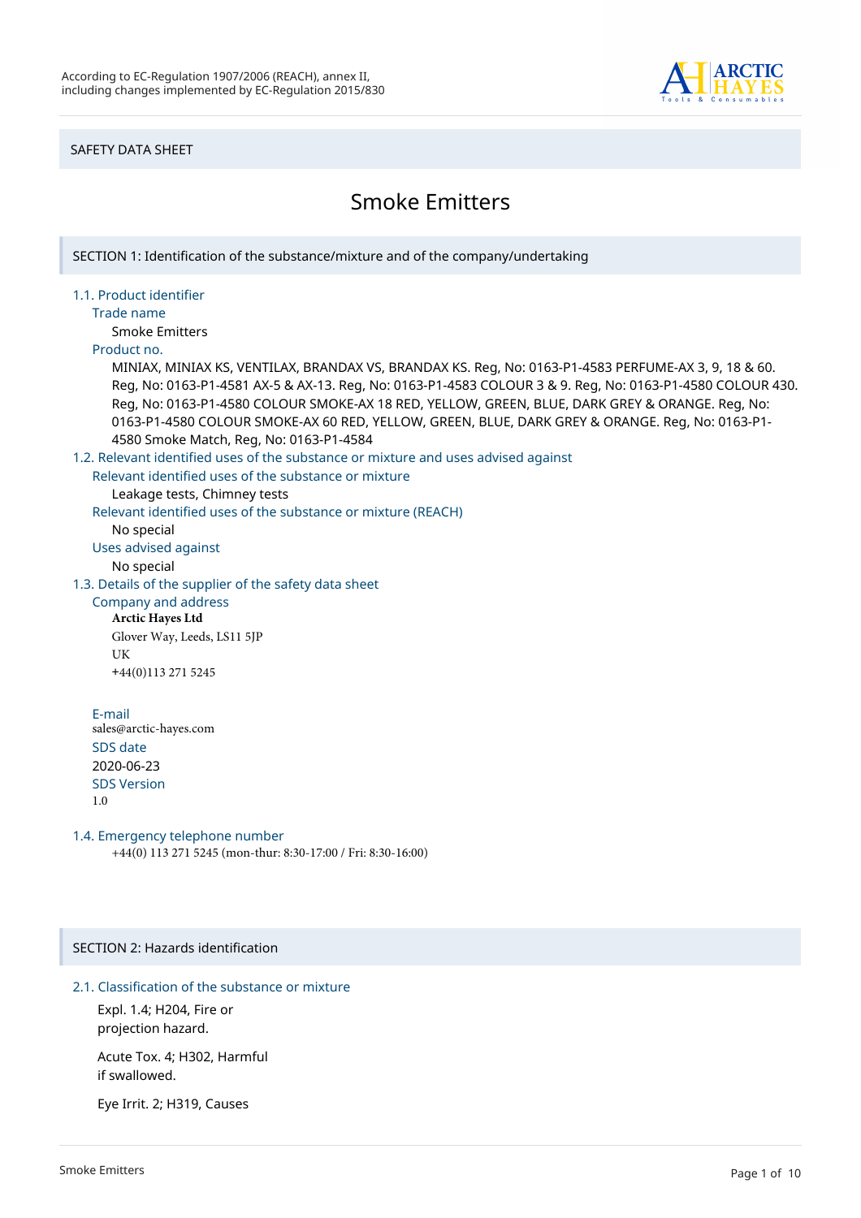According to EC-Regulation 1907/2006 (REACH), annex II, including changes implemented by EC-Regulation 2015/830

SAFETY DATA SHEET

# Smoke Emitters

## SECTION 1: Identification of the substance/mixture and of the company/undertaking

### 1.1. Product identifier

**Trade name**

Smoke Emitters

**Product no.**

MINIAX, MINIAX KS, VENTILAX, BRANDAX VS, BRANDAX KS. Reg, No: 0163-P1-4583 PERFUME-AX 3, 9, 18 & 60. Reg, No: 0163-P1-4581 AX-5 & AX-13. Reg, No: 0163-P1-4583 COLOUR 3 & 9. Reg, No: 0163-P1-4580 COLOUR 430. Reg, No: 0163-P1-4580 COLOUR SMOKE-AX 18 RED, YELLOW, GREEN, BLUE, DARK GREY & ORANGE. Reg, No: 0163-P1-4580 COLOUR SMOKE-AX 60 RED, YELLOW, GREEN, BLUE, DARK GREY & ORANGE. Reg, No: 0163-P1-4580 Smoke Match, Reg, No: 0163-P1-4584

### 1.2. Relevant identified uses of the substance or mixture and uses advised against

**Relevant identified uses of the substance or mixture**

Leakage tests, Chimney tests

**Relevant identified uses of the substance or mixture (REACH)**

No special

**Uses advised against**

No special

### 1.3. Details of the supplier of the safety data sheet

**Company and address**

**Arctic Hayes Ltd**
Glover Way, Leeds, LS11 5JP
UK
+44(0)113 271 5245

**E-mail**

sales@arctic-hayes.com

**SDS date**

2020-06-23

**SDS Version**

1.0

### 1.4. Emergency telephone number

+44(0) 113 271 5245 (mon-thur: 8:30-17:00 / Fri: 8:30-16:00)

## SECTION 2: Hazards identification

### 2.1. Classification of the substance or mixture

Expl. 1.4; H204, Fire or projection hazard.

Acute Tox. 4; H302, Harmful if swallowed.

Eye Irrit. 2; H319, Causes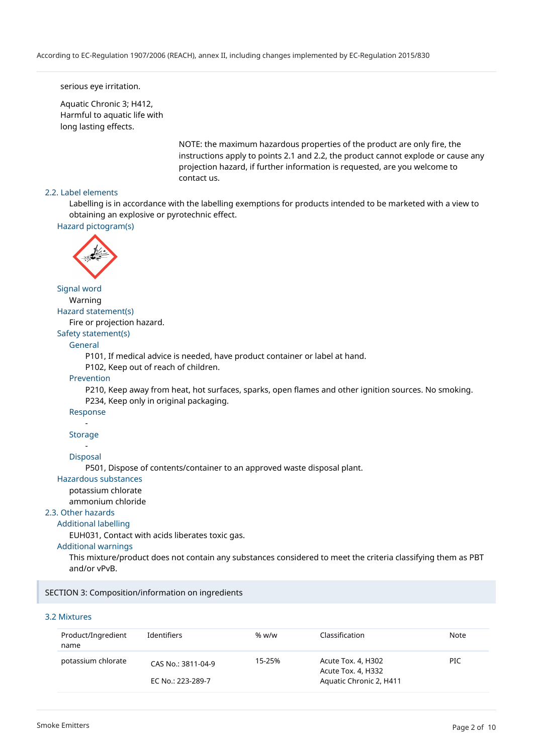serious eye irritation.

Aquatic Chronic 3; H412,
Harmful to aquatic life with
long lasting effects.

NOTE: the maximum hazardous properties of the product are only fire, the instructions apply to points 2.1 and 2.2, the product cannot explode or cause any projection hazard, if further information is requested, are you welcome to contact us.

## 2.2. Label elements

Labelling is in accordance with the labelling exemptions for products intended to be marketed with a view to obtaining an explosive or pyrotechnic effect.

### Hazard pictogram(s)

### Signal word

Warning

### Hazard statement(s)

Fire or projection hazard.

### Safety statement(s)

#### General

P101, If medical advice is needed, have product container or label at hand.
P102, Keep out of reach of children.

#### Prevention

P210, Keep away from heat, hot surfaces, sparks, open flames and other ignition sources. No smoking.
P234, Keep only in original packaging.

#### Response

-

#### Storage

-

#### Disposal

P501, Dispose of contents/container to an approved waste disposal plant.

### Hazardous substances

potassium chlorate
ammonium chloride

## 2.3. Other hazards

### Additional labelling

EUH031, Contact with acids liberates toxic gas.

### Additional warnings

This mixture/product does not contain any substances considered to meet the criteria classifying them as PBT and/or vPvB.

# SECTION 3: Composition/information on ingredients

## 3.2 Mixtures

| Product/Ingredient name | Identifiers | % w/w | Classification | Note |
|---|---|---|---|---|
| potassium chlorate | CAS No.: 3811-04-9<br>EC No.: 223-289-7 | 15-25% | Acute Tox. 4, H302<br>Acute Tox. 4, H332<br>Aquatic Chronic 2, H411 | PIC |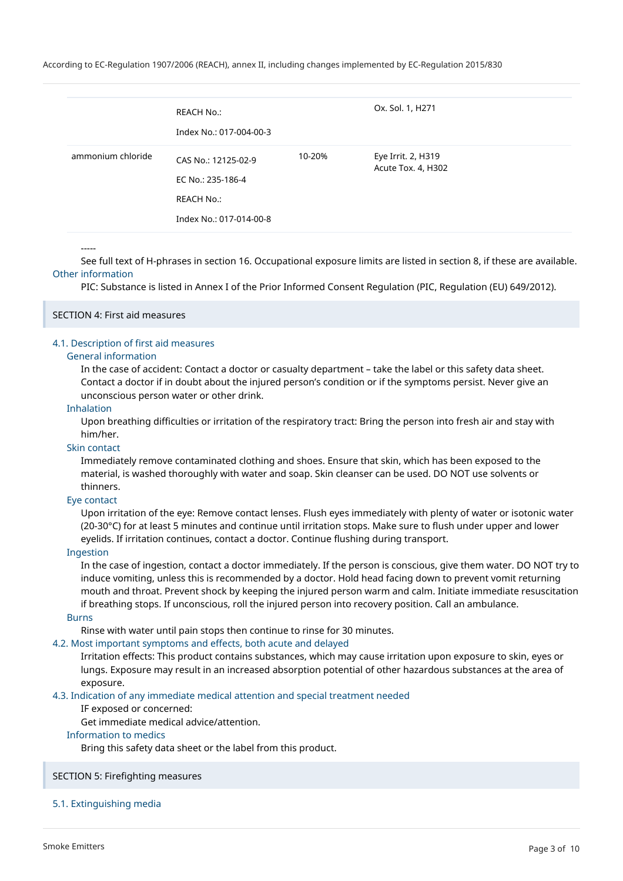| | | | |
|---|---|---|---|
| | REACH No.:<br><br>Index No.: 017-004-00-3 | | Ox. Sol. 1, H271 |
| ammonium chloride | CAS No.: 12125-02-9<br><br>EC No.: 235-186-4<br><br>REACH No.:<br><br>Index No.: 017-014-00-8 | 10-20% | Eye Irrit. 2, H319<br>Acute Tox. 4, H302 |

-----

See full text of H-phrases in section 16. Occupational exposure limits are listed in section 8, if these are available.

### Other information

PIC: Substance is listed in Annex I of the Prior Informed Consent Regulation (PIC, Regulation (EU) 649/2012).

## SECTION 4: First aid measures

### 4.1. Description of first aid measures

#### General information

In the case of accident: Contact a doctor or casualty department – take the label or this safety data sheet. Contact a doctor if in doubt about the injured person's condition or if the symptoms persist. Never give an unconscious person water or other drink.

#### Inhalation

Upon breathing difficulties or irritation of the respiratory tract: Bring the person into fresh air and stay with him/her.

#### Skin contact

Immediately remove contaminated clothing and shoes. Ensure that skin, which has been exposed to the material, is washed thoroughly with water and soap. Skin cleanser can be used. DO NOT use solvents or thinners.

#### Eye contact

Upon irritation of the eye: Remove contact lenses. Flush eyes immediately with plenty of water or isotonic water (20-30°C) for at least 5 minutes and continue until irritation stops. Make sure to flush under upper and lower eyelids. If irritation continues, contact a doctor. Continue flushing during transport.

#### Ingestion

In the case of ingestion, contact a doctor immediately. If the person is conscious, give them water. DO NOT try to induce vomiting, unless this is recommended by a doctor. Hold head facing down to prevent vomit returning mouth and throat. Prevent shock by keeping the injured person warm and calm. Initiate immediate resuscitation if breathing stops. If unconscious, roll the injured person into recovery position. Call an ambulance.

#### Burns

Rinse with water until pain stops then continue to rinse for 30 minutes.

### 4.2. Most important symptoms and effects, both acute and delayed

Irritation effects: This product contains substances, which may cause irritation upon exposure to skin, eyes or lungs. Exposure may result in an increased absorption potential of other hazardous substances at the area of exposure.

### 4.3. Indication of any immediate medical attention and special treatment needed

IF exposed or concerned:

Get immediate medical advice/attention.

#### Information to medics

Bring this safety data sheet or the label from this product.

## SECTION 5: Firefighting measures

### 5.1. Extinguishing media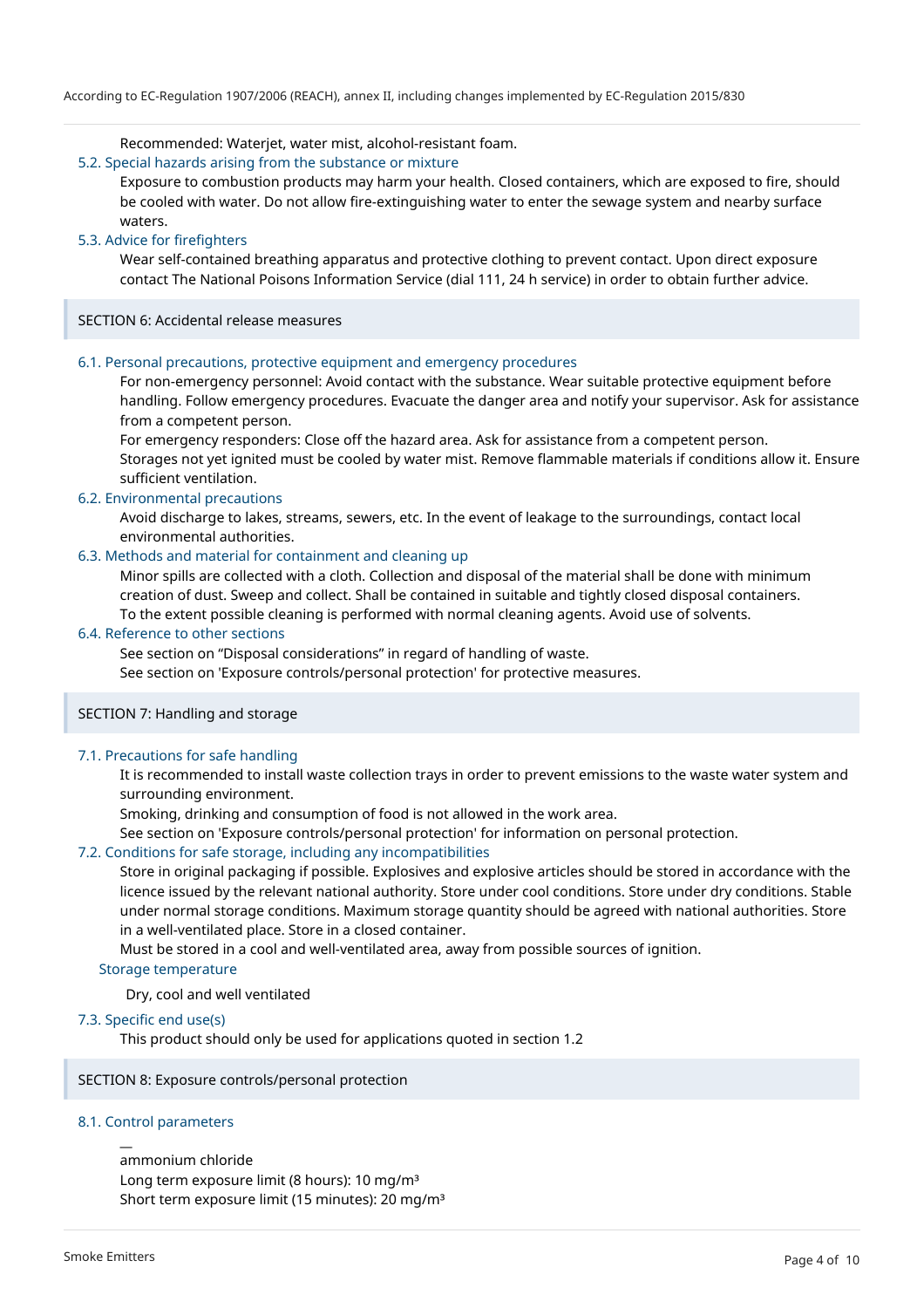Recommended: Waterjet, water mist, alcohol-resistant foam.

### 5.2. Special hazards arising from the substance or mixture

Exposure to combustion products may harm your health. Closed containers, which are exposed to fire, should be cooled with water. Do not allow fire-extinguishing water to enter the sewage system and nearby surface waters.

### 5.3. Advice for firefighters

Wear self-contained breathing apparatus and protective clothing to prevent contact. Upon direct exposure contact The National Poisons Information Service (dial 111, 24 h service) in order to obtain further advice.

## SECTION 6: Accidental release measures

### 6.1. Personal precautions, protective equipment and emergency procedures

For non-emergency personnel: Avoid contact with the substance. Wear suitable protective equipment before handling. Follow emergency procedures. Evacuate the danger area and notify your supervisor. Ask for assistance from a competent person.

For emergency responders: Close off the hazard area. Ask for assistance from a competent person.

Storages not yet ignited must be cooled by water mist. Remove flammable materials if conditions allow it. Ensure sufficient ventilation.

### 6.2. Environmental precautions

Avoid discharge to lakes, streams, sewers, etc. In the event of leakage to the surroundings, contact local environmental authorities.

### 6.3. Methods and material for containment and cleaning up

Minor spills are collected with a cloth. Collection and disposal of the material shall be done with minimum creation of dust. Sweep and collect. Shall be contained in suitable and tightly closed disposal containers.

To the extent possible cleaning is performed with normal cleaning agents. Avoid use of solvents.

### 6.4. Reference to other sections

See section on “Disposal considerations” in regard of handling of waste.

See section on 'Exposure controls/personal protection' for protective measures.

## SECTION 7: Handling and storage

### 7.1. Precautions for safe handling

It is recommended to install waste collection trays in order to prevent emissions to the waste water system and surrounding environment.

Smoking, drinking and consumption of food is not allowed in the work area.

See section on 'Exposure controls/personal protection' for information on personal protection.

### 7.2. Conditions for safe storage, including any incompatibilities

Store in original packaging if possible. Explosives and explosive articles should be stored in accordance with the licence issued by the relevant national authority. Store under cool conditions. Store under dry conditions. Stable under normal storage conditions. Maximum storage quantity should be agreed with national authorities. Store in a well-ventilated place. Store in a closed container.

Must be stored in a cool and well-ventilated area, away from possible sources of ignition.

#### Storage temperature

Dry, cool and well ventilated

### 7.3. Specific end use(s)

This product should only be used for applications quoted in section 1.2

## SECTION 8: Exposure controls/personal protection

### 8.1. Control parameters

—

ammonium chloride

Long term exposure limit (8 hours): 10 mg/m³

Short term exposure limit (15 minutes): 20 mg/m³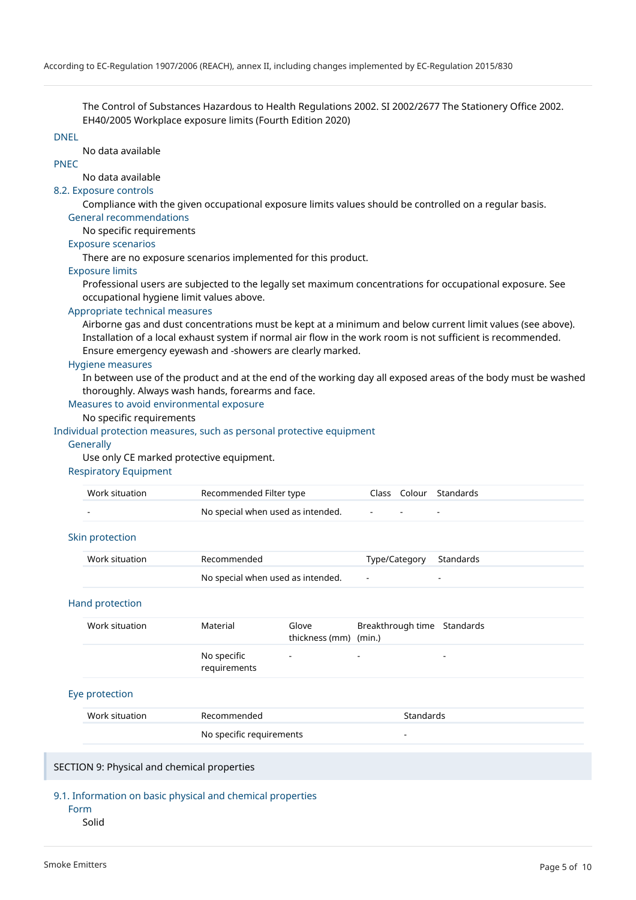The Control of Substances Hazardous to Health Regulations 2002. SI 2002/2677 The Stationery Office 2002. EH40/2005 Workplace exposure limits (Fourth Edition 2020)

### DNEL

No data available

### PNEC

No data available

### 8.2. Exposure controls

Compliance with the given occupational exposure limits values should be controlled on a regular basis.

#### General recommendations

No specific requirements

#### Exposure scenarios

There are no exposure scenarios implemented for this product.

#### Exposure limits

Professional users are subjected to the legally set maximum concentrations for occupational exposure. See occupational hygiene limit values above.

#### Appropriate technical measures

Airborne gas and dust concentrations must be kept at a minimum and below current limit values (see above). Installation of a local exhaust system if normal air flow in the work room is not sufficient is recommended. Ensure emergency eyewash and -showers are clearly marked.

#### Hygiene measures

In between use of the product and at the end of the working day all exposed areas of the body must be washed thoroughly. Always wash hands, forearms and face.

#### Measures to avoid environmental exposure

No specific requirements

### Individual protection measures, such as personal protective equipment

#### Generally

Use only CE marked protective equipment.

#### Respiratory Equipment

| Work situation | Recommended Filter type | Class | Colour | Standards |
|---|---|---|---|---|
| - | No special when used as intended. | - | - | - |

#### Skin protection

| Work situation | Recommended | Type/Category | Standards |
|---|---|---|---|
| | No special when used as intended. | - | - |

#### Hand protection

| Work situation | Material | Glove thickness (mm) | Breakthrough time (min.) | Standards |
|---|---|---|---|---|
| | No specific requirements | - | - | - |

#### Eye protection

| Work situation | Recommended | Standards |
|---|---|---|
| | No specific requirements | - |

## SECTION 9: Physical and chemical properties

### 9.1. Information on basic physical and chemical properties

#### Form

Solid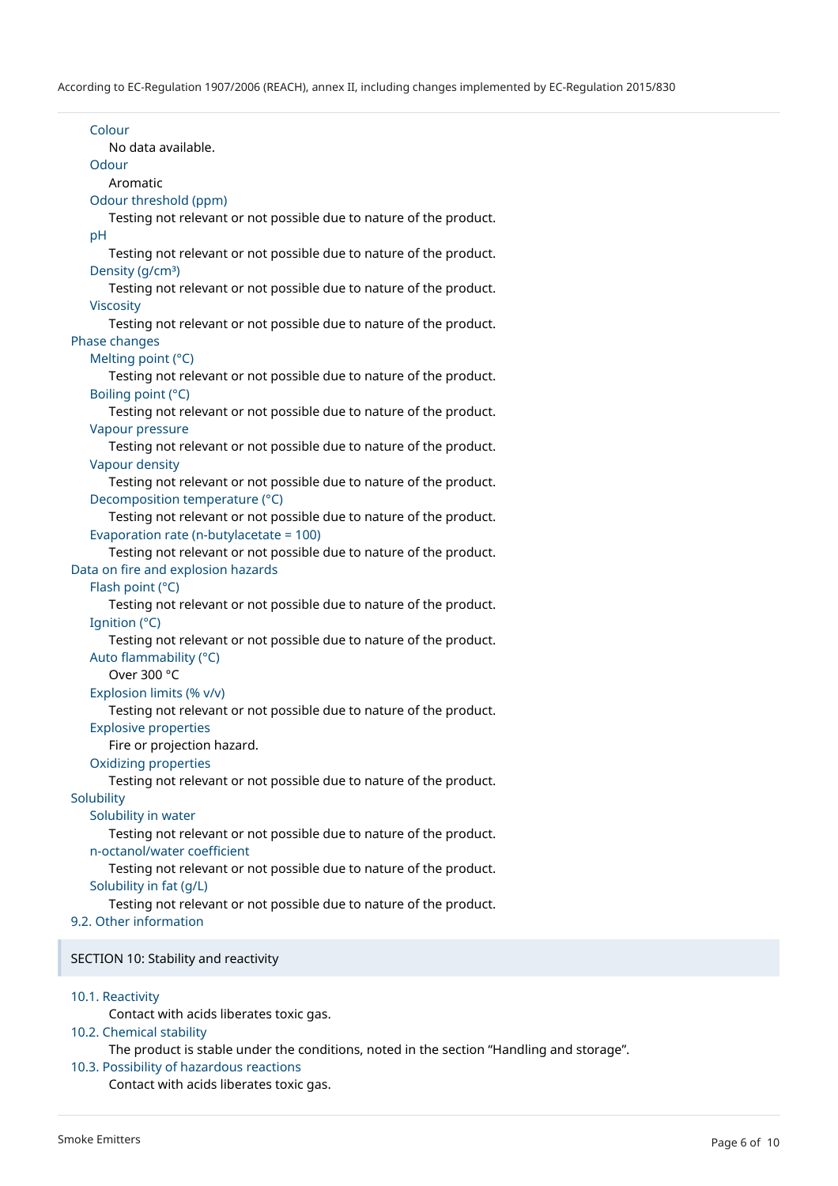Colour

No data available.

Odour

Aromatic

Odour threshold (ppm)

Testing not relevant or not possible due to nature of the product.

pH

Testing not relevant or not possible due to nature of the product.

Density (g/cm³)

Testing not relevant or not possible due to nature of the product.

Viscosity

Testing not relevant or not possible due to nature of the product.

Phase changes

Melting point (°C)

Testing not relevant or not possible due to nature of the product.

Boiling point (°C)

Testing not relevant or not possible due to nature of the product.

Vapour pressure

Testing not relevant or not possible due to nature of the product.

Vapour density

Testing not relevant or not possible due to nature of the product.

Decomposition temperature (°C)

Testing not relevant or not possible due to nature of the product.

Evaporation rate (n-butylacetate = 100)

Testing not relevant or not possible due to nature of the product.

Data on fire and explosion hazards

Flash point (°C)

Testing not relevant or not possible due to nature of the product.

Ignition (°C)

Testing not relevant or not possible due to nature of the product.

Auto flammability (°C)

Over 300 °C

Explosion limits (% v/v)

Testing not relevant or not possible due to nature of the product.

Explosive properties

Fire or projection hazard.

Oxidizing properties

Testing not relevant or not possible due to nature of the product.

Solubility

Solubility in water

Testing not relevant or not possible due to nature of the product.

n-octanol/water coefficient

Testing not relevant or not possible due to nature of the product.

Solubility in fat (g/L)

Testing not relevant or not possible due to nature of the product.

9.2. Other information

## SECTION 10: Stability and reactivity

10.1. Reactivity

Contact with acids liberates toxic gas.

10.2. Chemical stability

The product is stable under the conditions, noted in the section "Handling and storage".

10.3. Possibility of hazardous reactions

Contact with acids liberates toxic gas.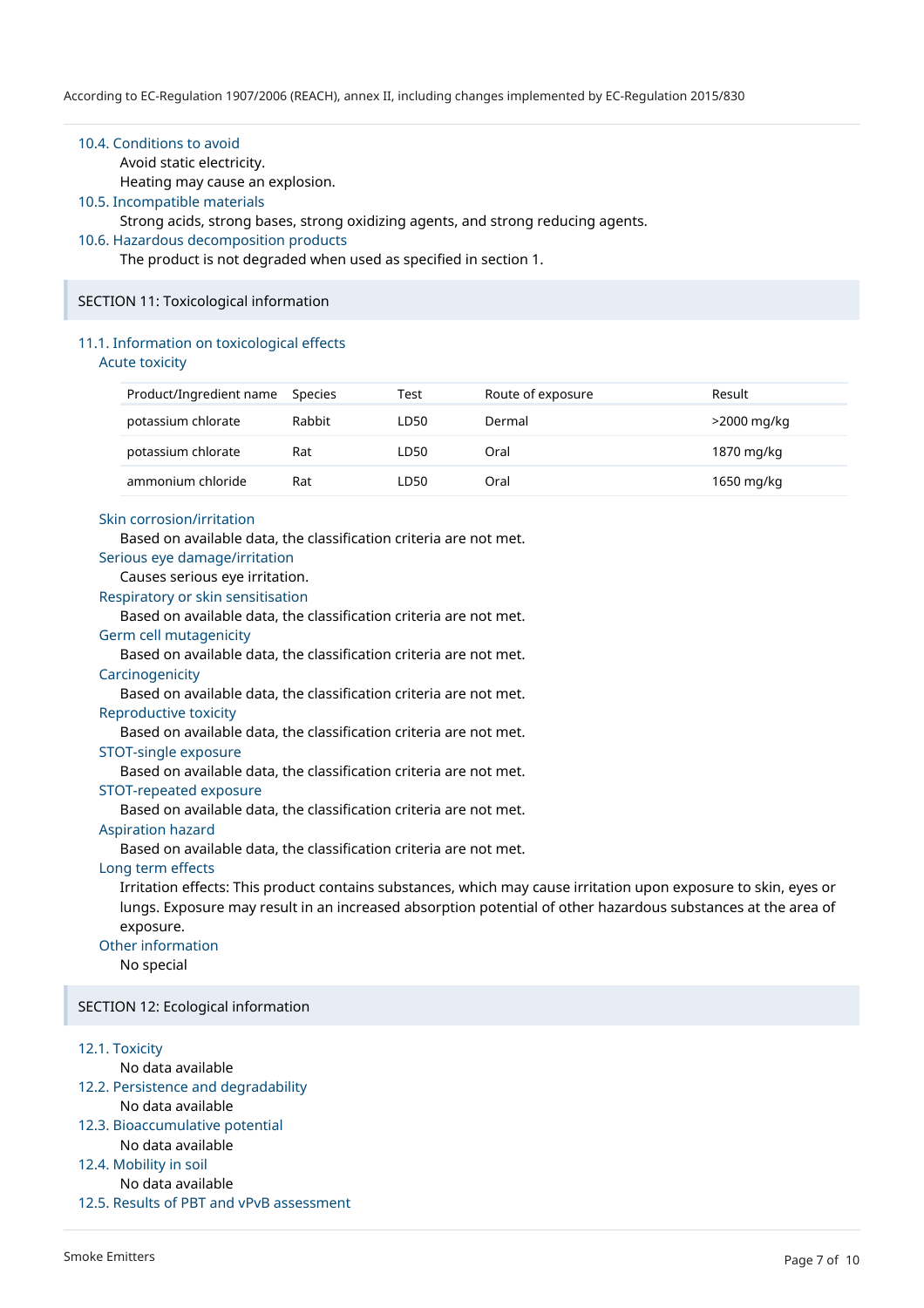### 10.4. Conditions to avoid

Avoid static electricity.
Heating may cause an explosion.

### 10.5. Incompatible materials

Strong acids, strong bases, strong oxidizing agents, and strong reducing agents.

### 10.6. Hazardous decomposition products

The product is not degraded when used as specified in section 1.

## SECTION 11: Toxicological information

### 11.1. Information on toxicological effects

#### Acute toxicity

| Product/Ingredient name | Species | Test | Route of exposure | Result |
|---|---|---|---|---|
| potassium chlorate | Rabbit | LD50 | Dermal | >2000 mg/kg |
| potassium chlorate | Rat | LD50 | Oral | 1870 mg/kg |
| ammonium chloride | Rat | LD50 | Oral | 1650 mg/kg |

#### Skin corrosion/irritation

Based on available data, the classification criteria are not met.

#### Serious eye damage/irritation

Causes serious eye irritation.

#### Respiratory or skin sensitisation

Based on available data, the classification criteria are not met.

#### Germ cell mutagenicity

Based on available data, the classification criteria are not met.

#### Carcinogenicity

Based on available data, the classification criteria are not met.

#### Reproductive toxicity

Based on available data, the classification criteria are not met.

#### STOT-single exposure

Based on available data, the classification criteria are not met.

#### STOT-repeated exposure

Based on available data, the classification criteria are not met.

#### Aspiration hazard

Based on available data, the classification criteria are not met.

#### Long term effects

Irritation effects: This product contains substances, which may cause irritation upon exposure to skin, eyes or lungs. Exposure may result in an increased absorption potential of other hazardous substances at the area of exposure.

#### Other information

No special

## SECTION 12: Ecological information

### 12.1. Toxicity

No data available

### 12.2. Persistence and degradability

No data available

### 12.3. Bioaccumulative potential

No data available

### 12.4. Mobility in soil

No data available

### 12.5. Results of PBT and vPvB assessment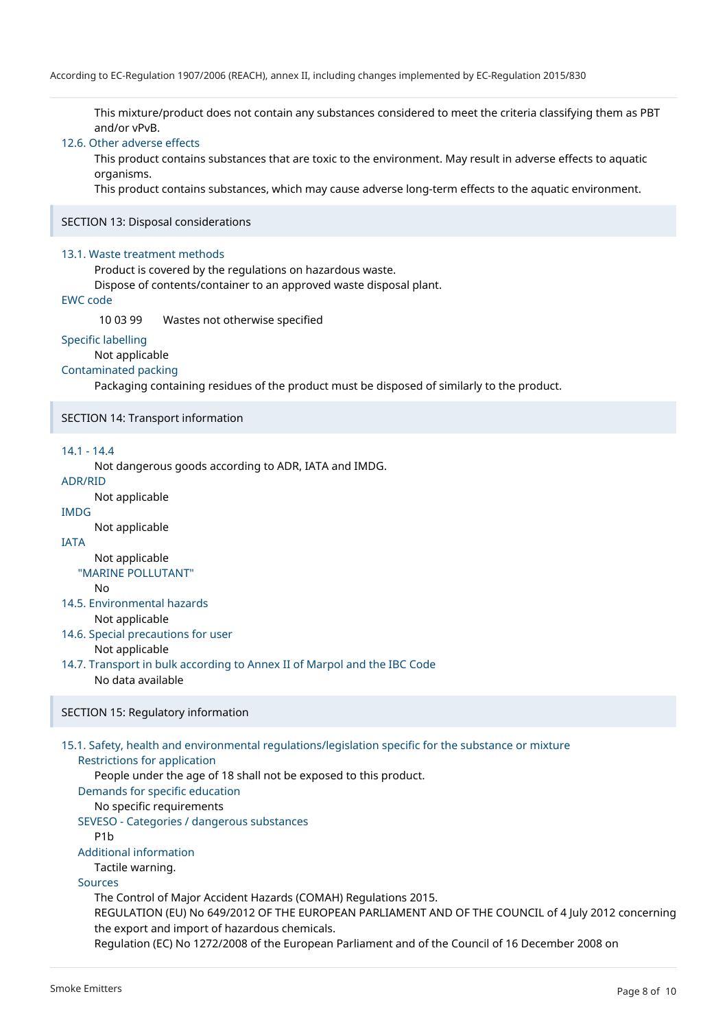This mixture/product does not contain any substances considered to meet the criteria classifying them as PBT and/or vPvB.

### 12.6. Other adverse effects

This product contains substances that are toxic to the environment. May result in adverse effects to aquatic organisms.
This product contains substances, which may cause adverse long-term effects to the aquatic environment.

## SECTION 13: Disposal considerations

### 13.1. Waste treatment methods

Product is covered by the regulations on hazardous waste.
Dispose of contents/container to an approved waste disposal plant.

### EWC code

10 03 99 Wastes not otherwise specified

### Specific labelling

Not applicable

### Contaminated packing

Packaging containing residues of the product must be disposed of similarly to the product.

## SECTION 14: Transport information

### 14.1 - 14.4

Not dangerous goods according to ADR, IATA and IMDG.

### ADR/RID

Not applicable

### IMDG

Not applicable

### IATA

Not applicable

#### "MARINE POLLUTANT"

No

### 14.5. Environmental hazards

Not applicable

### 14.6. Special precautions for user

Not applicable

### 14.7. Transport in bulk according to Annex II of Marpol and the IBC Code

No data available

## SECTION 15: Regulatory information

### 15.1. Safety, health and environmental regulations/legislation specific for the substance or mixture

#### Restrictions for application

People under the age of 18 shall not be exposed to this product.

#### Demands for specific education

No specific requirements

#### SEVESO - Categories / dangerous substances

P1b

#### Additional information

Tactile warning.

#### Sources

The Control of Major Accident Hazards (COMAH) Regulations 2015.
REGULATION (EU) No 649/2012 OF THE EUROPEAN PARLIAMENT AND OF THE COUNCIL of 4 July 2012 concerning the export and import of hazardous chemicals.
Regulation (EC) No 1272/2008 of the European Parliament and of the Council of 16 December 2008 on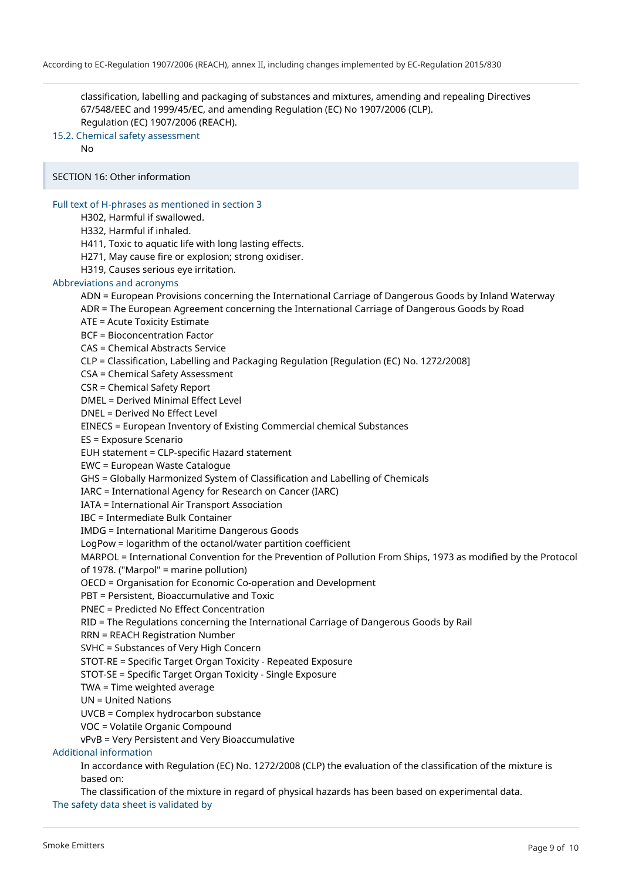classification, labelling and packaging of substances and mixtures, amending and repealing Directives 67/548/EEC and 1999/45/EC, and amending Regulation (EC) No 1907/2006 (CLP).
Regulation (EC) 1907/2006 (REACH).

### 15.2. Chemical safety assessment

No

## SECTION 16: Other information

### Full text of H-phrases as mentioned in section 3

H302, Harmful if swallowed.
H332, Harmful if inhaled.
H411, Toxic to aquatic life with long lasting effects.
H271, May cause fire or explosion; strong oxidiser.
H319, Causes serious eye irritation.

### Abbreviations and acronyms

ADN = European Provisions concerning the International Carriage of Dangerous Goods by Inland Waterway
ADR = The European Agreement concerning the International Carriage of Dangerous Goods by Road
ATE = Acute Toxicity Estimate
BCF = Bioconcentration Factor
CAS = Chemical Abstracts Service
CLP = Classification, Labelling and Packaging Regulation [Regulation (EC) No. 1272/2008]
CSA = Chemical Safety Assessment
CSR = Chemical Safety Report
DMEL = Derived Minimal Effect Level
DNEL = Derived No Effect Level
EINECS = European Inventory of Existing Commercial chemical Substances
ES = Exposure Scenario
EUH statement = CLP-specific Hazard statement
EWC = European Waste Catalogue
GHS = Globally Harmonized System of Classification and Labelling of Chemicals
IARC = International Agency for Research on Cancer (IARC)
IATA = International Air Transport Association
IBC = Intermediate Bulk Container
IMDG = International Maritime Dangerous Goods
LogPow = logarithm of the octanol/water partition coefficient
MARPOL = International Convention for the Prevention of Pollution From Ships, 1973 as modified by the Protocol of 1978. ("Marpol" = marine pollution)
OECD = Organisation for Economic Co-operation and Development
PBT = Persistent, Bioaccumulative and Toxic
PNEC = Predicted No Effect Concentration
RID = The Regulations concerning the International Carriage of Dangerous Goods by Rail
RRN = REACH Registration Number
SVHC = Substances of Very High Concern
STOT-RE = Specific Target Organ Toxicity - Repeated Exposure
STOT-SE = Specific Target Organ Toxicity - Single Exposure
TWA = Time weighted average
UN = United Nations
UVCB = Complex hydrocarbon substance
VOC = Volatile Organic Compound
vPvB = Very Persistent and Very Bioaccumulative

### Additional information

In accordance with Regulation (EC) No. 1272/2008 (CLP) the evaluation of the classification of the mixture is based on:
The classification of the mixture in regard of physical hazards has been based on experimental data.

### The safety data sheet is validated by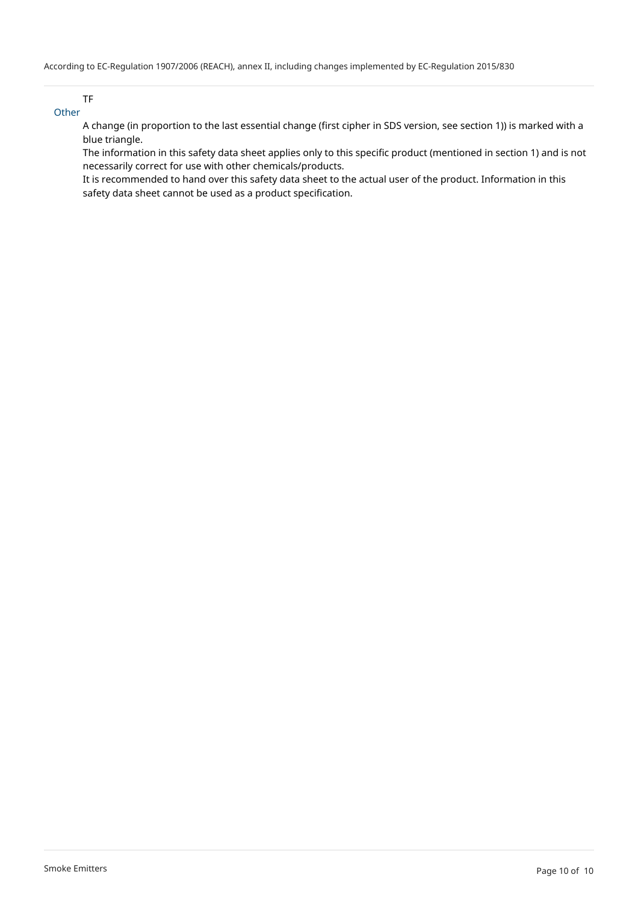TF

### Other

A change (in proportion to the last essential change (first cipher in SDS version, see section 1)) is marked with a blue triangle.
The information in this safety data sheet applies only to this specific product (mentioned in section 1) and is not necessarily correct for use with other chemicals/products.
It is recommended to hand over this safety data sheet to the actual user of the product. Information in this safety data sheet cannot be used as a product specification.